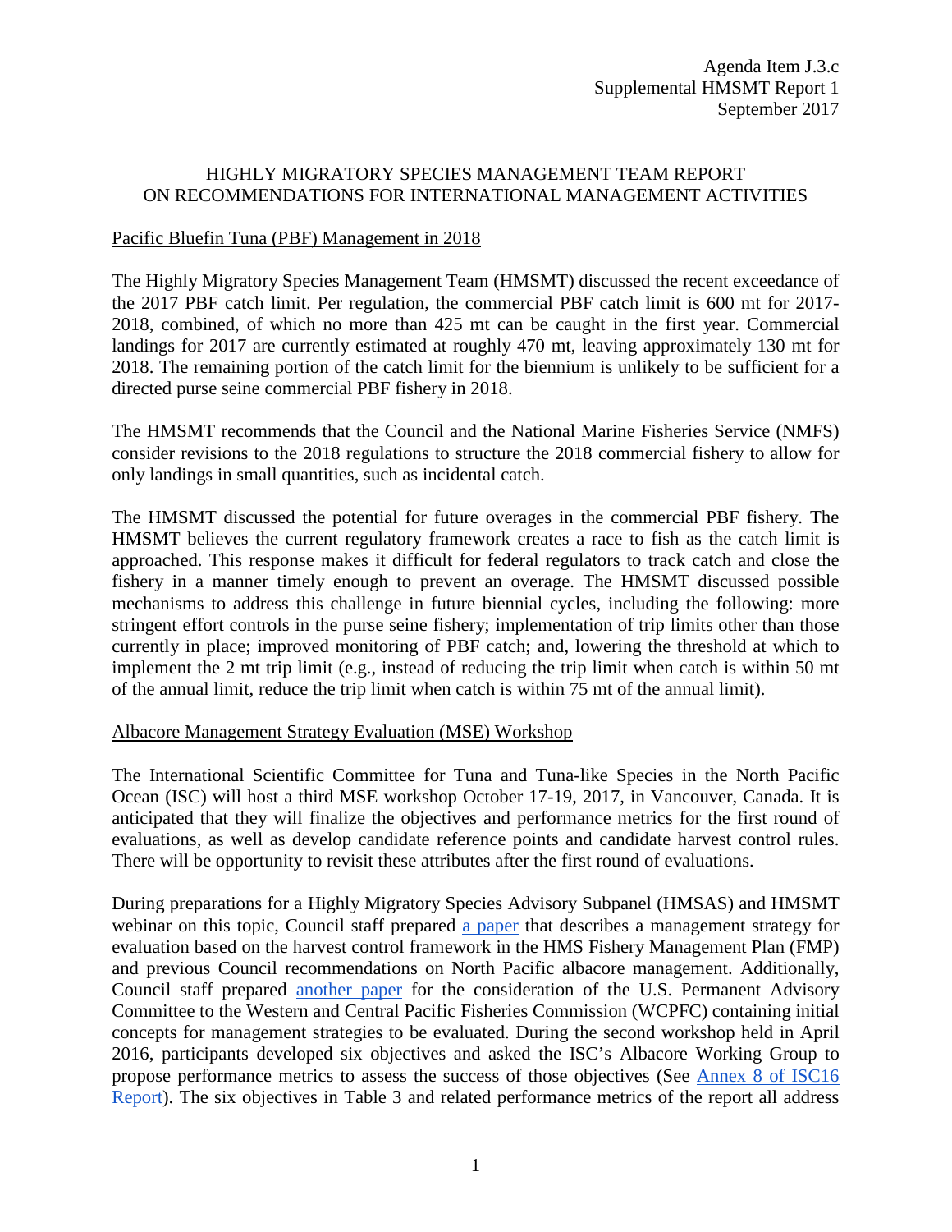Agenda Item J.3.c
Supplemental HMSMT Report 1
September 2017

# HIGHLY MIGRATORY SPECIES MANAGEMENT TEAM REPORT ON RECOMMENDATIONS FOR INTERNATIONAL MANAGEMENT ACTIVITIES

## Pacific Bluefin Tuna (PBF) Management in 2018

The Highly Migratory Species Management Team (HMSMT) discussed the recent exceedance of the 2017 PBF catch limit. Per regulation, the commercial PBF catch limit is 600 mt for 2017-2018, combined, of which no more than 425 mt can be caught in the first year. Commercial landings for 2017 are currently estimated at roughly 470 mt, leaving approximately 130 mt for 2018. The remaining portion of the catch limit for the biennium is unlikely to be sufficient for a directed purse seine commercial PBF fishery in 2018.

The HMSMT recommends that the Council and the National Marine Fisheries Service (NMFS) consider revisions to the 2018 regulations to structure the 2018 commercial fishery to allow for only landings in small quantities, such as incidental catch.

The HMSMT discussed the potential for future overages in the commercial PBF fishery. The HMSMT believes the current regulatory framework creates a race to fish as the catch limit is approached. This response makes it difficult for federal regulators to track catch and close the fishery in a manner timely enough to prevent an overage. The HMSMT discussed possible mechanisms to address this challenge in future biennial cycles, including the following: more stringent effort controls in the purse seine fishery; implementation of trip limits other than those currently in place; improved monitoring of PBF catch; and, lowering the threshold at which to implement the 2 mt trip limit (e.g., instead of reducing the trip limit when catch is within 50 mt of the annual limit, reduce the trip limit when catch is within 75 mt of the annual limit).

## Albacore Management Strategy Evaluation (MSE) Workshop

The International Scientific Committee for Tuna and Tuna-like Species in the North Pacific Ocean (ISC) will host a third MSE workshop October 17-19, 2017, in Vancouver, Canada. It is anticipated that they will finalize the objectives and performance metrics for the first round of evaluations, as well as develop candidate reference points and candidate harvest control rules. There will be opportunity to revisit these attributes after the first round of evaluations.

During preparations for a Highly Migratory Species Advisory Subpanel (HMSAS) and HMSMT webinar on this topic, Council staff prepared a paper that describes a management strategy for evaluation based on the harvest control framework in the HMS Fishery Management Plan (FMP) and previous Council recommendations on North Pacific albacore management. Additionally, Council staff prepared another paper for the consideration of the U.S. Permanent Advisory Committee to the Western and Central Pacific Fisheries Commission (WCPFC) containing initial concepts for management strategies to be evaluated. During the second workshop held in April 2016, participants developed six objectives and asked the ISC's Albacore Working Group to propose performance metrics to assess the success of those objectives (See Annex 8 of ISC16 Report). The six objectives in Table 3 and related performance metrics of the report all address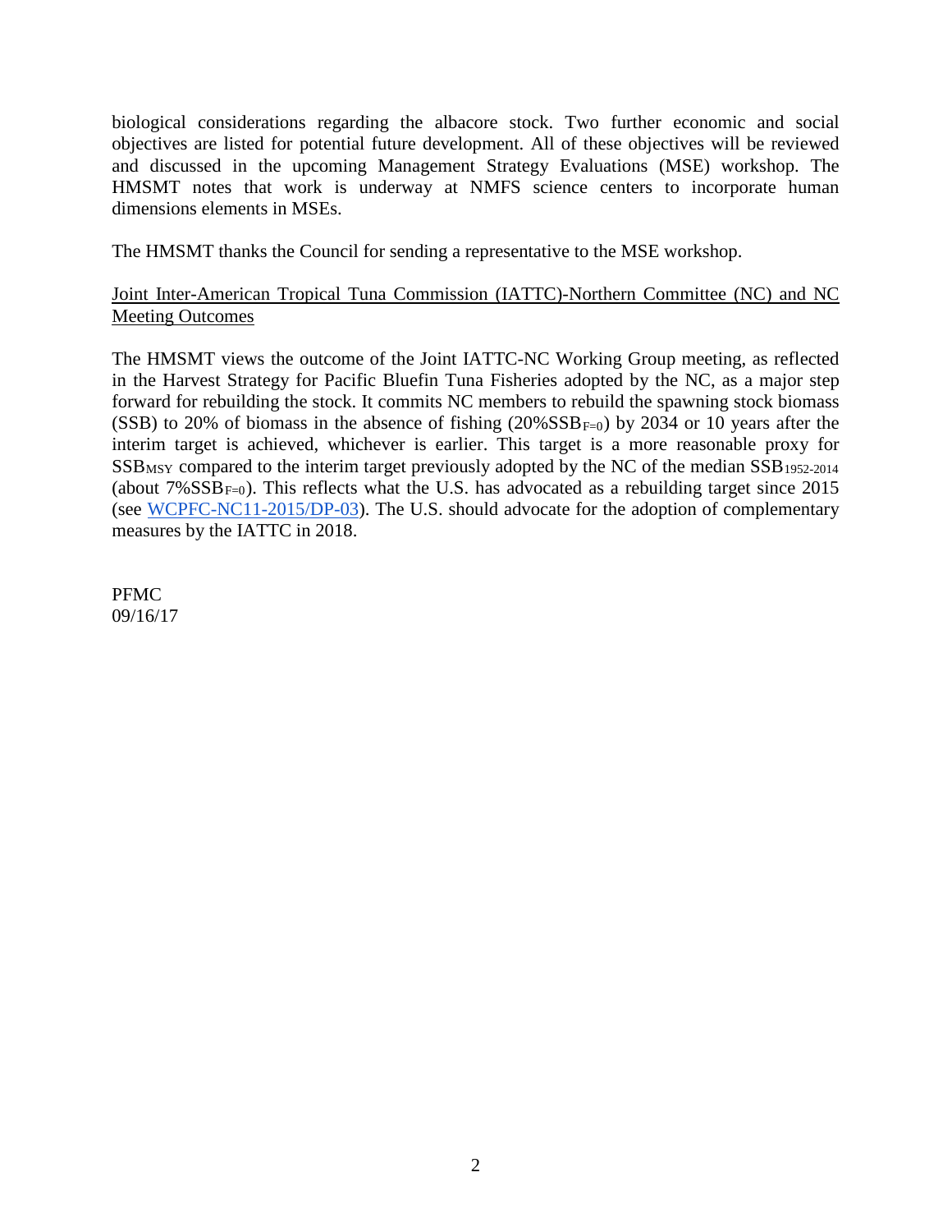biological considerations regarding the albacore stock. Two further economic and social objectives are listed for potential future development. All of these objectives will be reviewed and discussed in the upcoming Management Strategy Evaluations (MSE) workshop. The HMSMT notes that work is underway at NMFS science centers to incorporate human dimensions elements in MSEs.

The HMSMT thanks the Council for sending a representative to the MSE workshop.

Joint Inter-American Tropical Tuna Commission (IATTC)-Northern Committee (NC) and NC Meeting Outcomes

The HMSMT views the outcome of the Joint IATTC-NC Working Group meeting, as reflected in the Harvest Strategy for Pacific Bluefin Tuna Fisheries adopted by the NC, as a major step forward for rebuilding the stock. It commits NC members to rebuild the spawning stock biomass (SSB) to 20% of biomass in the absence of fishing ($20\%SSB_{F=0}$) by 2034 or 10 years after the interim target is achieved, whichever is earlier. This target is a more reasonable proxy for $SSB_{MSY}$ compared to the interim target previously adopted by the NC of the median $SSB_{1952\text{-}2014}$ (about $7\%SSB_{F=0}$). This reflects what the U.S. has advocated as a rebuilding target since 2015 (see WCPFC-NC11-2015/DP-03). The U.S. should advocate for the adoption of complementary measures by the IATTC in 2018.

PFMC
09/16/17